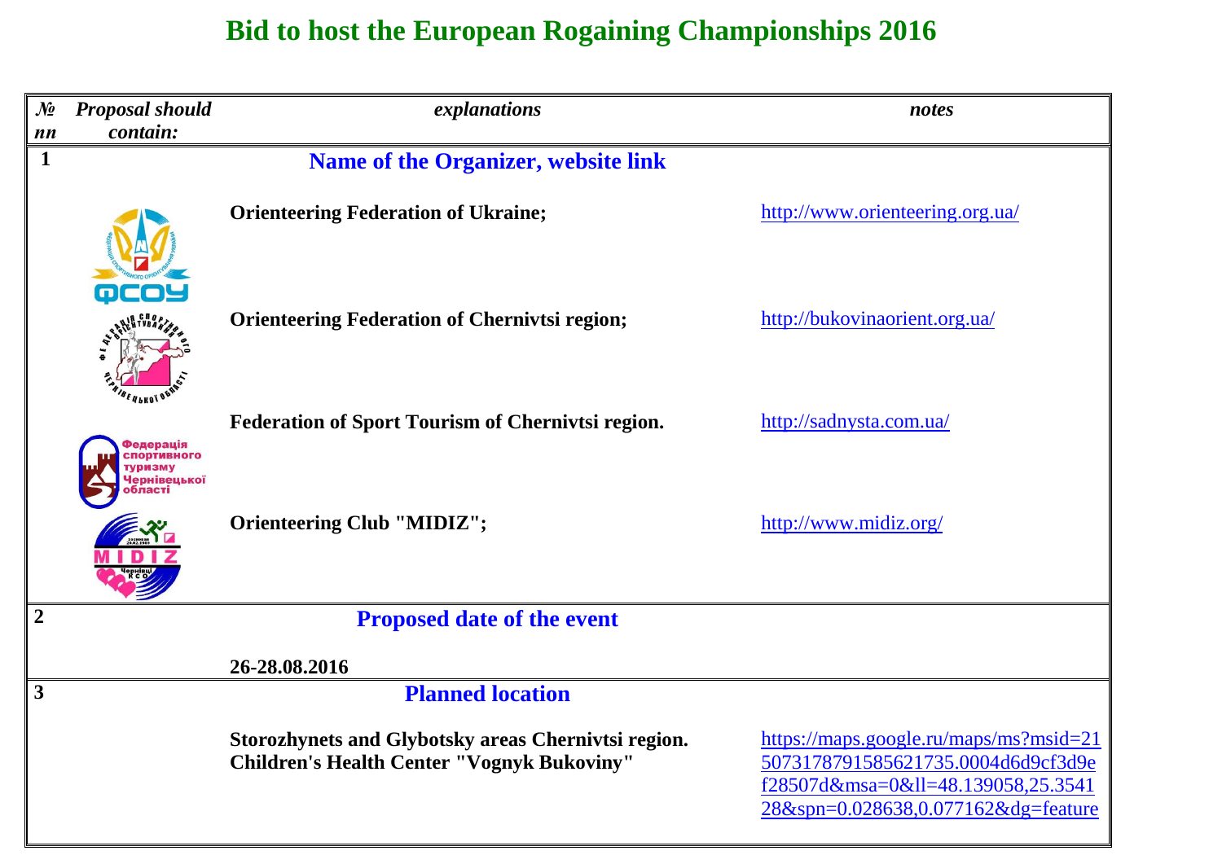# Bid to host the European Rogaining Championships 2016

| № nn | Proposal should contain: | explanations | notes |
|---|---|---|---|
| 1 | | **Name of the Organizer, website link** | |
| | | **Orienteering Federation of Ukraine;** | http://www.orienteering.org.ua/ |
| | | **Orienteering Federation of Chernivtsi region;** | http://bukovinaorient.org.ua/ |
| | | **Federation of Sport Tourism of Chernivtsi region.** | http://sadnysta.com.ua/ |
| | | **Orienteering Club "MIDIZ";** | http://www.midiz.org/ |
| 2 | | **Proposed date of the event** | |
| | | **26-28.08.2016** | |
| 3 | | **Planned location** | |
| | | **Storozhynets and Glybotsky areas Chernivtsi region. Children's Health Center "Vognyk Bukoviny"** | https://maps.google.ru/maps/ms?msid=215073178791585621735.0004d6d9cf3d9ef28507d&msa=0&ll=48.139058,25.354128&spn=0.028638,0.077162&dg=feature |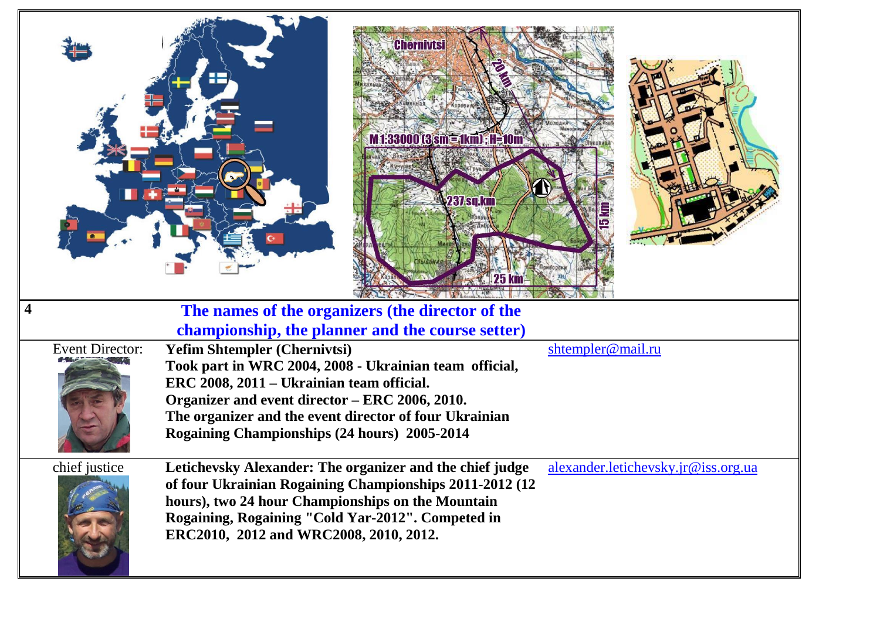| 4 | The names of the organizers (the director of the championship, the planner and the course setter) | |
|---|---|---|
| Event Director: | **Yefim Shtempler (Chernivtsi)**<br>**Took part in WRC 2004, 2008 - Ukrainian team official, ERC 2008, 2011 – Ukrainian team official.**<br>**Organizer and event director – ERC 2006, 2010.**<br>**The organizer and the event director of four Ukrainian Rogaining Championships (24 hours) 2005-2014** | shtempler@mail.ru |
| chief justice | **Letichevsky Alexander: The organizer and the chief judge of four Ukrainian Rogaining Championships 2011-2012 (12 hours), two 24 hour Championships on the Mountain Rogaining, Rogaining "Cold Yar-2012". Competed in ERC2010, 2012 and WRC2008, 2010, 2012.** | alexander.letichevsky.jr@iss.org.ua |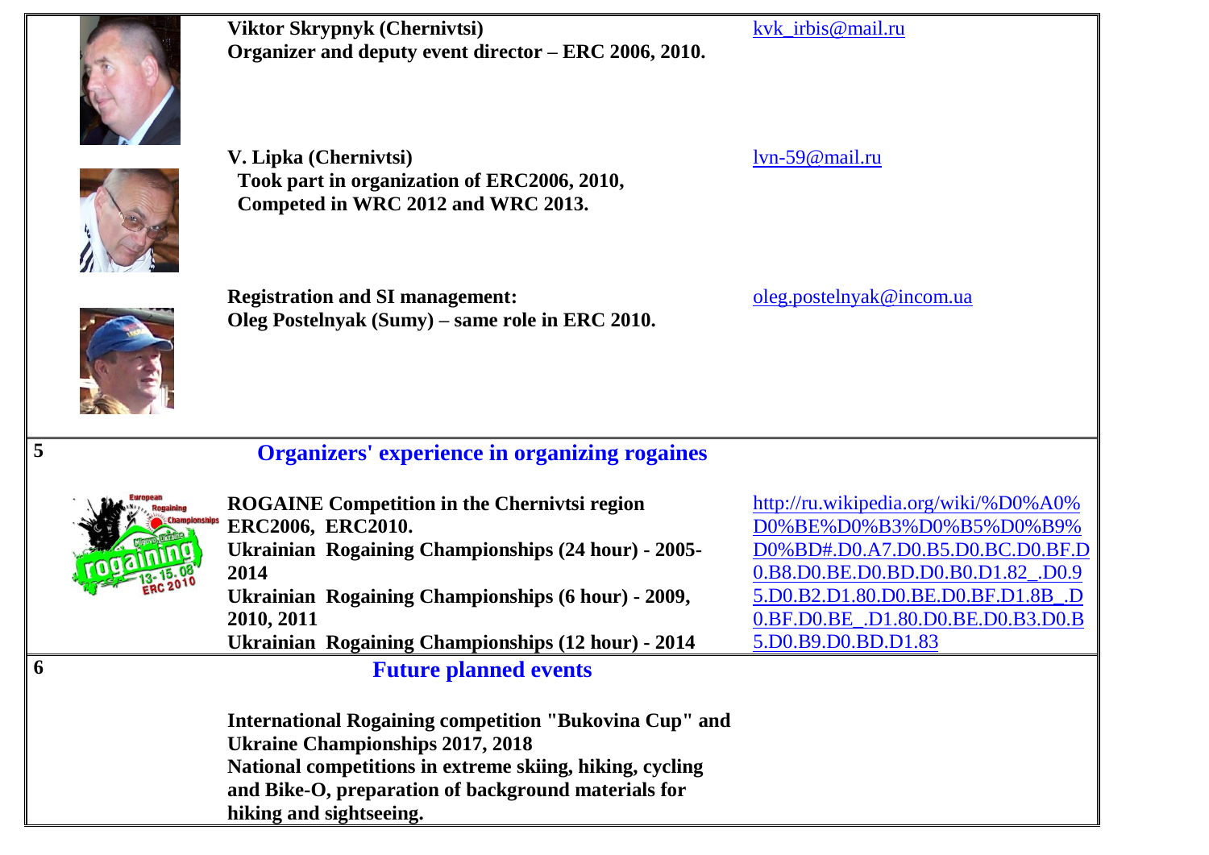| | | |
|---|---|---|
| | **Viktor Skrypnyk (Chernivtsi)**<br>**Organizer and deputy event director – ERC 2006, 2010.** | kvk_irbis@mail.ru |
| | **V. Lipka (Chernivtsi)**<br>**Took part in organization of ERC2006, 2010,**<br>**Competed in WRC 2012 and WRC 2013.** | lvn-59@mail.ru |
| | **Registration and SI management:**<br>**Oleg Postelnyak (Sumy) – same role in ERC 2010.** | oleg.postelnyak@incom.ua |
| **5** | **Organizers' experience in organizing rogaines** | |
| | **ROGAINE Competition in the Chernivtsi region**<br>**ERC2006, ERC2010.**<br>**Ukrainian Rogaining Championships (24 hour) - 2005-2014**<br>**Ukrainian Rogaining Championships (6 hour) - 2009, 2010, 2011**<br>**Ukrainian Rogaining Championships (12 hour) - 2014** | http://ru.wikipedia.org/wiki/%D0%A0%D0%BE%D0%B3%D0%B5%D0%B9%D0%BD#.D0.A7.D0.B5.D0.BC.D0.BF.D0.B8.D0.BE.D0.BD.D0.B0.D1.82_.D0.95.D0.B2.D1.80.D0.BE.D0.BF.D1.8B_.D0.BF.D0.BE_.D1.80.D0.BE.D0.B3.D0.B5.D0.B9.D0.BD.D1.83 |
| **6** | **Future planned events** | |
| | **International Rogaining competition "Bukovina Cup" and Ukraine Championships 2017, 2018**<br>**National competitions in extreme skiing, hiking, cycling and Bike-O, preparation of background materials for hiking and sightseeing.** | |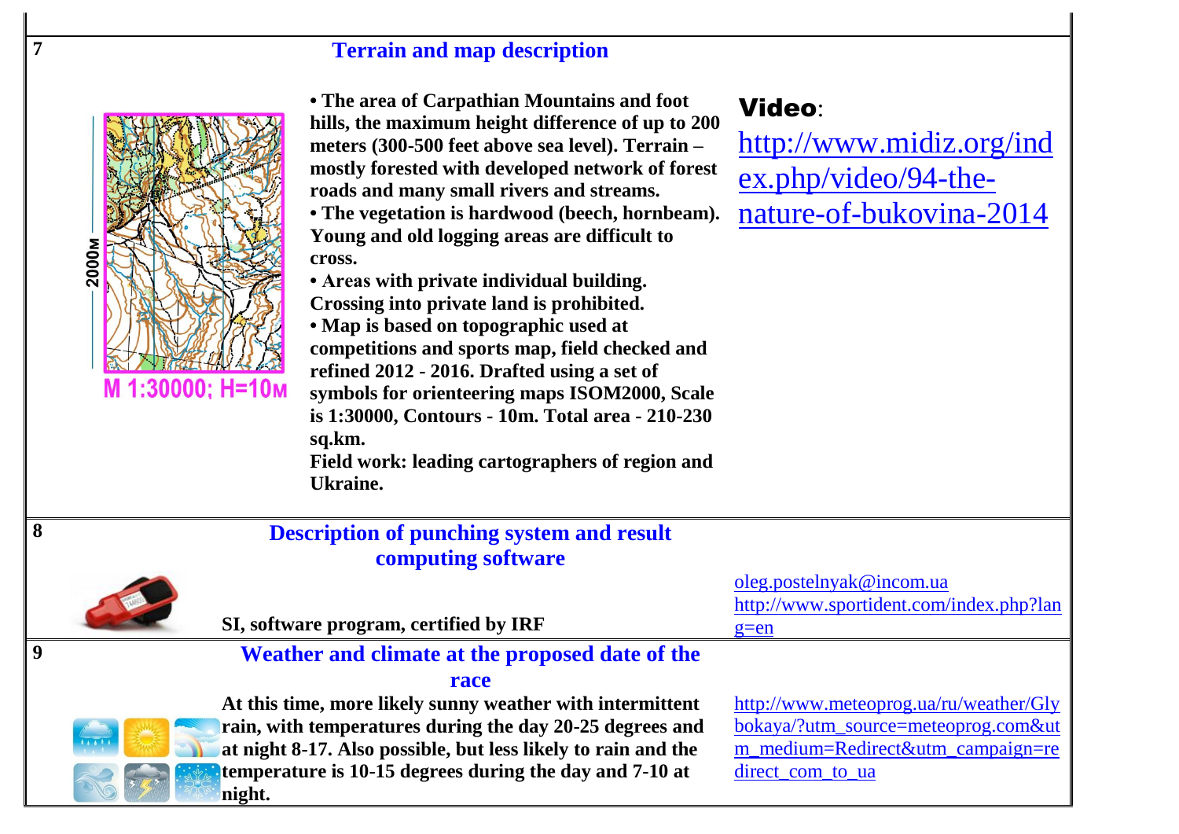| | | |
|---|---|---|
| **7** | **Terrain and map description** | |
| 2000м<br>M 1:30000; H=10м | **• The area of Carpathian Mountains and foot hills, the maximum height difference of up to 200 meters (300-500 feet above sea level). Terrain – mostly forested with developed network of forest roads and many small rivers and streams.**<br>**• The vegetation is hardwood (beech, hornbeam). Young and old logging areas are difficult to cross.**<br>**• Areas with private individual building. Crossing into private land is prohibited.**<br>**• Map is based on topographic used at competitions and sports map, field checked and refined 2012 - 2016. Drafted using a set of symbols for orienteering maps ISOM2000, Scale is 1:30000, Contours - 10m. Total area - 210-230 sq.km.**<br>**Field work: leading cartographers of region and Ukraine.** | **Video**:<br>http://www.midiz.org/index.php/video/94-the-nature-of-bukovina-2014 |
| **8** | **Description of punching system and result computing software**<br><br>**SI, software program, certified by IRF** | oleg.postelnyak@incom.ua<br>http://www.sportident.com/index.php?lang=en |
| **9** | **Weather and climate at the proposed date of the race**<br>**At this time, more likely sunny weather with intermittent rain, with temperatures during the day 20-25 degrees and at night 8-17. Also possible, but less likely to rain and the temperature is 10-15 degrees during the day and 7-10 at night.** | http://www.meteoprog.ua/ru/weather/Glybokaya/?utm_source=meteoprog.com&utm_medium=Redirect&utm_campaign=redirect_com_to_ua |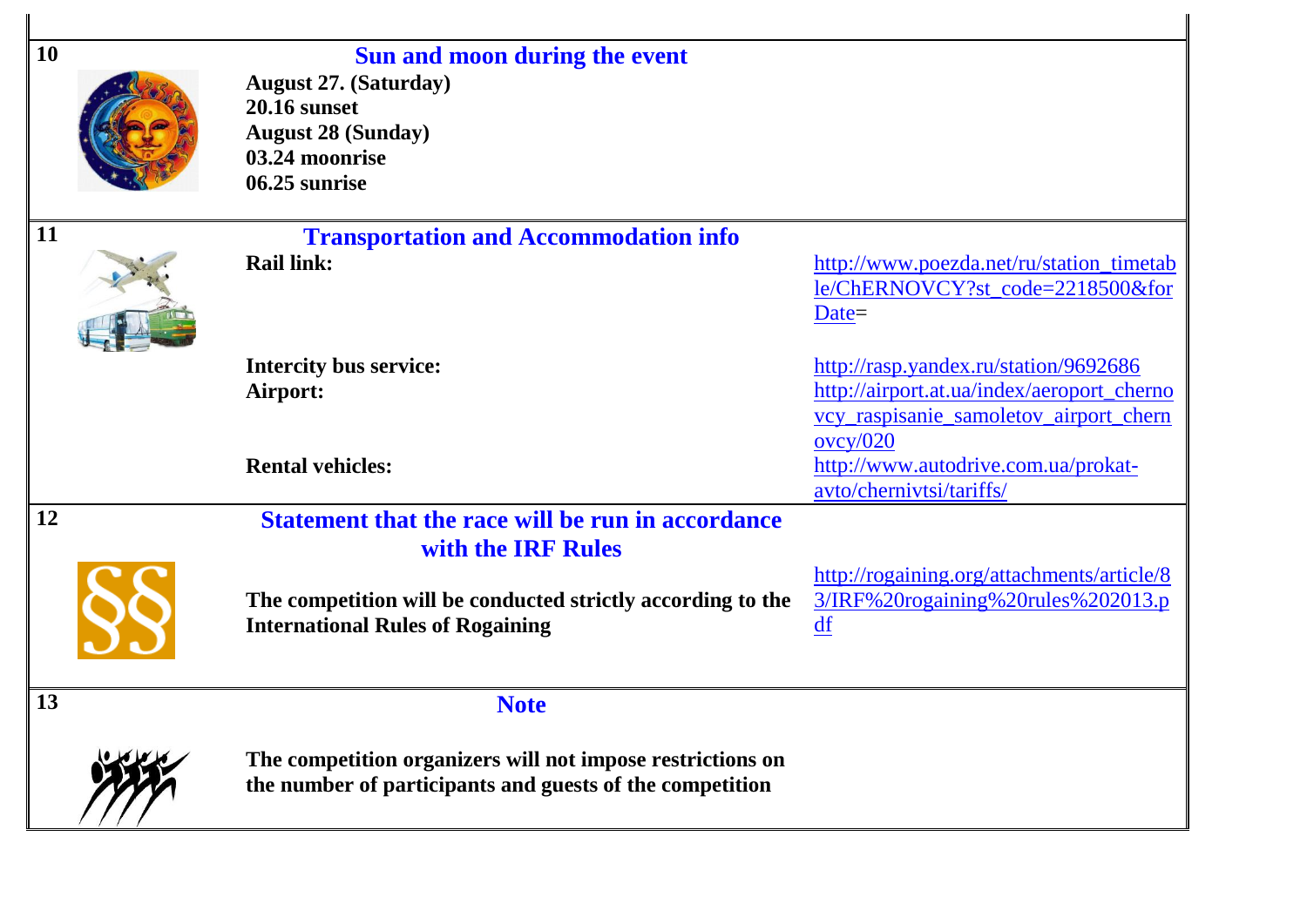| No. | | Section | Link |
|---|---|---|---|
| 10 | | **Sun and moon during the event**<br>**August 27. (Saturday)**<br>**20.16 sunset**<br>**August 28 (Sunday)**<br>**03.24 moonrise**<br>**06.25 sunrise** | |
| 11 | | **Transportation and Accommodation info** | |
| | | **Rail link:** | http://www.poezda.net/ru/station_timetable/ChERNOVCY?st_code=2218500&forDate= |
| | | **Intercity bus service:** | http://rasp.yandex.ru/station/9692686 |
| | | **Airport:** | http://airport.at.ua/index/aeroport_chernovcy_raspisanie_samoletov_airport_chernovcy/020 |
| | | **Rental vehicles:** | http://www.autodrive.com.ua/prokat-avto/chernivtsi/tariffs/ |
| 12 | | **Statement that the race will be run in accordance with the IRF Rules**<br>**The competition will be conducted strictly according to the International Rules of Rogaining** | http://rogaining.org/attachments/article/83/IRF%20rogaining%20rules%202013.pdf |
| 13 | | **Note**<br>**The competition organizers will not impose restrictions on the number of participants and guests of the competition** | |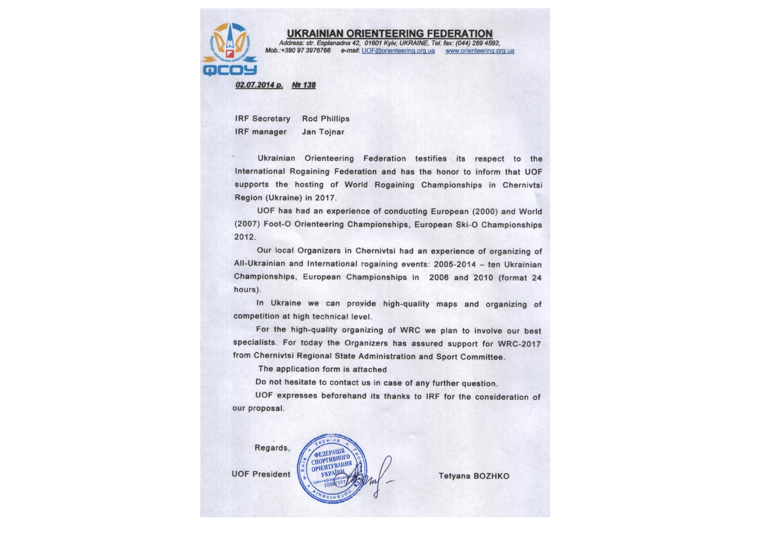# UKRAINIAN ORIENTEERING FEDERATION

Address: str. Esplanadna 42, 01601 Kyiv, UKRAINE, Tel. fax: (044) 289 4592,
Mob.:+380 97 3976766 e-mail: UOF@orienteering.org.ua www.orienteering.org.ua

ФСОУ

**02.07.2014 р. № 138**

IRF Secretary Rod Phillips
IRF manager Jan Tojnar

Ukrainian Orienteering Federation testifies its respect to the International Rogaining Federation and has the honor to inform that UOF supports the hosting of World Rogaining Championships in Chernivtsi Region (Ukraine) in 2017.

UOF has had an experience of conducting European (2000) and World (2007) Foot-O Orienteering Championships, European Ski-O Championships 2012.

Our local Organizers in Chernivtsi had an experience of organizing of All-Ukrainian and International rogaining events: 2005-2014 – ten Ukrainian Championships, European Championships in 2006 and 2010 (format 24 hours).

In Ukraine we can provide high-quality maps and organizing of competition at high technical level.

For the high-quality organizing of WRC we plan to involve our best specialists. For today the Organizers has assured support for WRC-2017 from Chernivtsi Regional State Administration and Sport Committee.

The application form is attached

Do not hesitate to contact us in case of any further question.

UOF expresses beforehand its thanks to IRF for the consideration of our proposal.

Regards,

UOF President Tetyana BOZHKO

ФЕДЕРАЦІЯ СПОРТИВНОГО ОРІЄНТУВАННЯ УКРАЇНИ